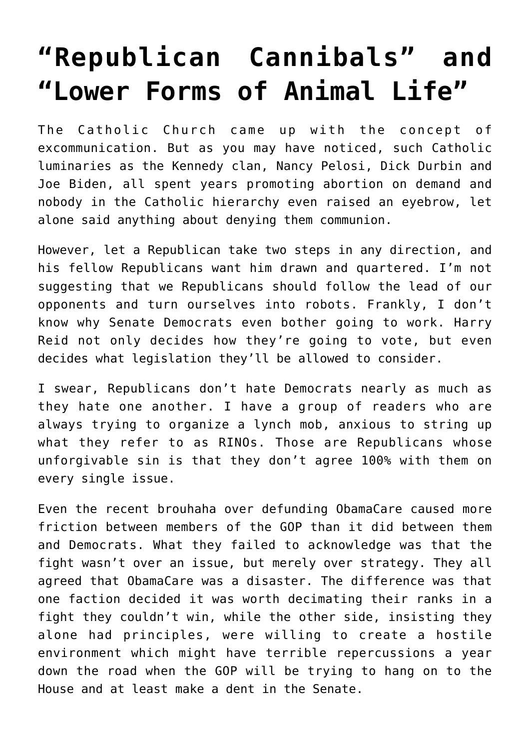# “Republican Cannibals” and “Lower Forms of Animal Life”

The Catholic Church came up with the concept of excommunication. But as you may have noticed, such Catholic luminaries as the Kennedy clan, Nancy Pelosi, Dick Durbin and Joe Biden, all spent years promoting abortion on demand and nobody in the Catholic hierarchy even raised an eyebrow, let alone said anything about denying them communion.

However, let a Republican take two steps in any direction, and his fellow Republicans want him drawn and quartered. I’m not suggesting that we Republicans should follow the lead of our opponents and turn ourselves into robots. Frankly, I don’t know why Senate Democrats even bother going to work. Harry Reid not only decides how they’re going to vote, but even decides what legislation they’ll be allowed to consider.

I swear, Republicans don’t hate Democrats nearly as much as they hate one another. I have a group of readers who are always trying to organize a lynch mob, anxious to string up what they refer to as RINOs. Those are Republicans whose unforgivable sin is that they don’t agree 100% with them on every single issue.

Even the recent brouhaha over defunding ObamaCare caused more friction between members of the GOP than it did between them and Democrats. What they failed to acknowledge was that the fight wasn’t over an issue, but merely over strategy. They all agreed that ObamaCare was a disaster. The difference was that one faction decided it was worth decimating their ranks in a fight they couldn’t win, while the other side, insisting they alone had principles, were willing to create a hostile environment which might have terrible repercussions a year down the road when the GOP will be trying to hang on to the House and at least make a dent in the Senate.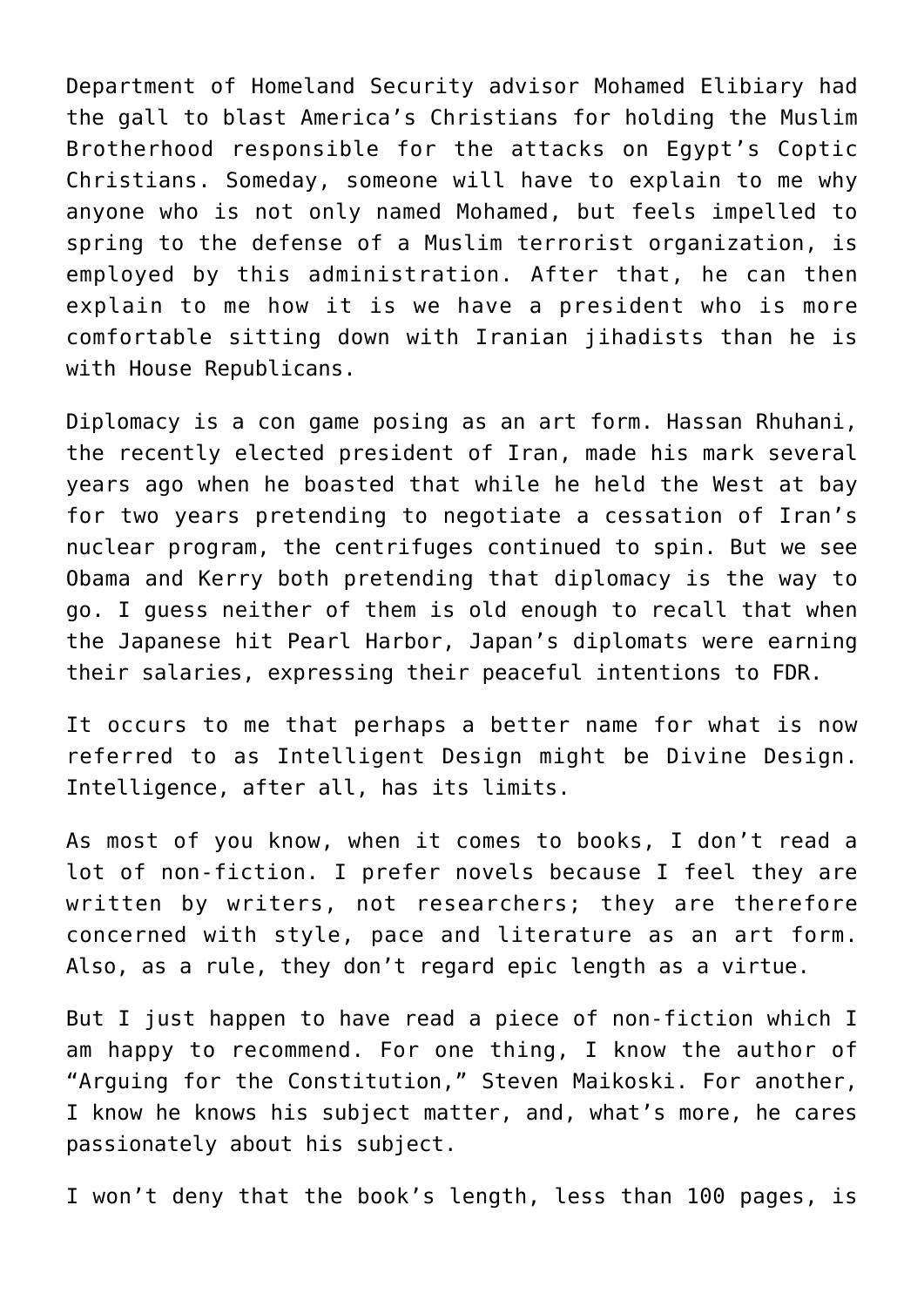Department of Homeland Security advisor Mohamed Elibiary had the gall to blast America's Christians for holding the Muslim Brotherhood responsible for the attacks on Egypt's Coptic Christians. Someday, someone will have to explain to me why anyone who is not only named Mohamed, but feels impelled to spring to the defense of a Muslim terrorist organization, is employed by this administration. After that, he can then explain to me how it is we have a president who is more comfortable sitting down with Iranian jihadists than he is with House Republicans.

Diplomacy is a con game posing as an art form. Hassan Rhuhani, the recently elected president of Iran, made his mark several years ago when he boasted that while he held the West at bay for two years pretending to negotiate a cessation of Iran's nuclear program, the centrifuges continued to spin. But we see Obama and Kerry both pretending that diplomacy is the way to go. I guess neither of them is old enough to recall that when the Japanese hit Pearl Harbor, Japan's diplomats were earning their salaries, expressing their peaceful intentions to FDR.

It occurs to me that perhaps a better name for what is now referred to as Intelligent Design might be Divine Design. Intelligence, after all, has its limits.

As most of you know, when it comes to books, I don't read a lot of non-fiction. I prefer novels because I feel they are written by writers, not researchers; they are therefore concerned with style, pace and literature as an art form. Also, as a rule, they don't regard epic length as a virtue.

But I just happen to have read a piece of non-fiction which I am happy to recommend. For one thing, I know the author of "Arguing for the Constitution," Steven Maikoski. For another, I know he knows his subject matter, and, what's more, he cares passionately about his subject.

I won't deny that the book's length, less than 100 pages, is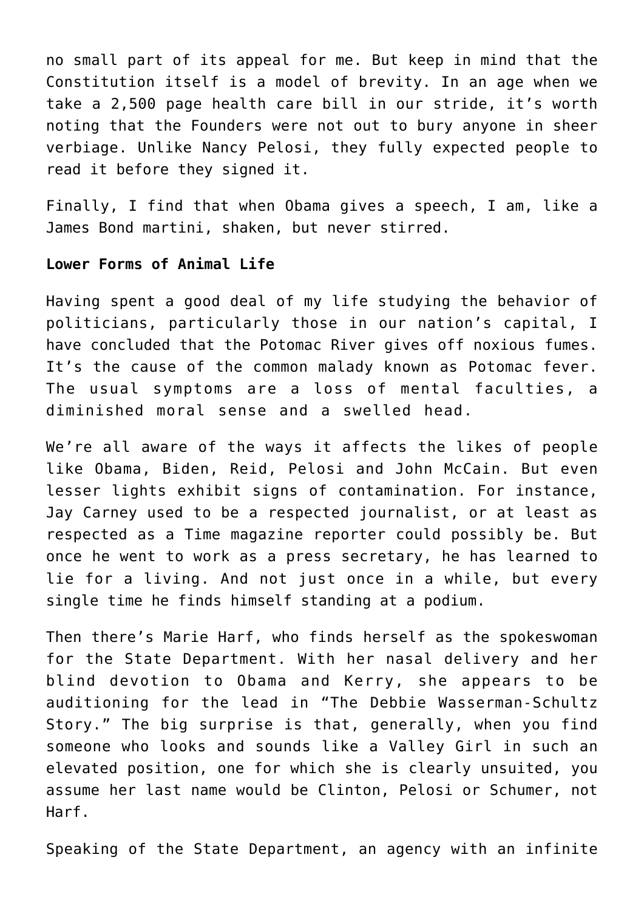no small part of its appeal for me. But keep in mind that the Constitution itself is a model of brevity. In an age when we take a 2,500 page health care bill in our stride, it's worth noting that the Founders were not out to bury anyone in sheer verbiage. Unlike Nancy Pelosi, they fully expected people to read it before they signed it.

Finally, I find that when Obama gives a speech, I am, like a James Bond martini, shaken, but never stirred.

**Lower Forms of Animal Life**

Having spent a good deal of my life studying the behavior of politicians, particularly those in our nation's capital, I have concluded that the Potomac River gives off noxious fumes. It's the cause of the common malady known as Potomac fever. The usual symptoms are a loss of mental faculties, a diminished moral sense and a swelled head.

We're all aware of the ways it affects the likes of people like Obama, Biden, Reid, Pelosi and John McCain. But even lesser lights exhibit signs of contamination. For instance, Jay Carney used to be a respected journalist, or at least as respected as a Time magazine reporter could possibly be. But once he went to work as a press secretary, he has learned to lie for a living. And not just once in a while, but every single time he finds himself standing at a podium.

Then there's Marie Harf, who finds herself as the spokeswoman for the State Department. With her nasal delivery and her blind devotion to Obama and Kerry, she appears to be auditioning for the lead in "The Debbie Wasserman-Schultz Story." The big surprise is that, generally, when you find someone who looks and sounds like a Valley Girl in such an elevated position, one for which she is clearly unsuited, you assume her last name would be Clinton, Pelosi or Schumer, not Harf.

Speaking of the State Department, an agency with an infinite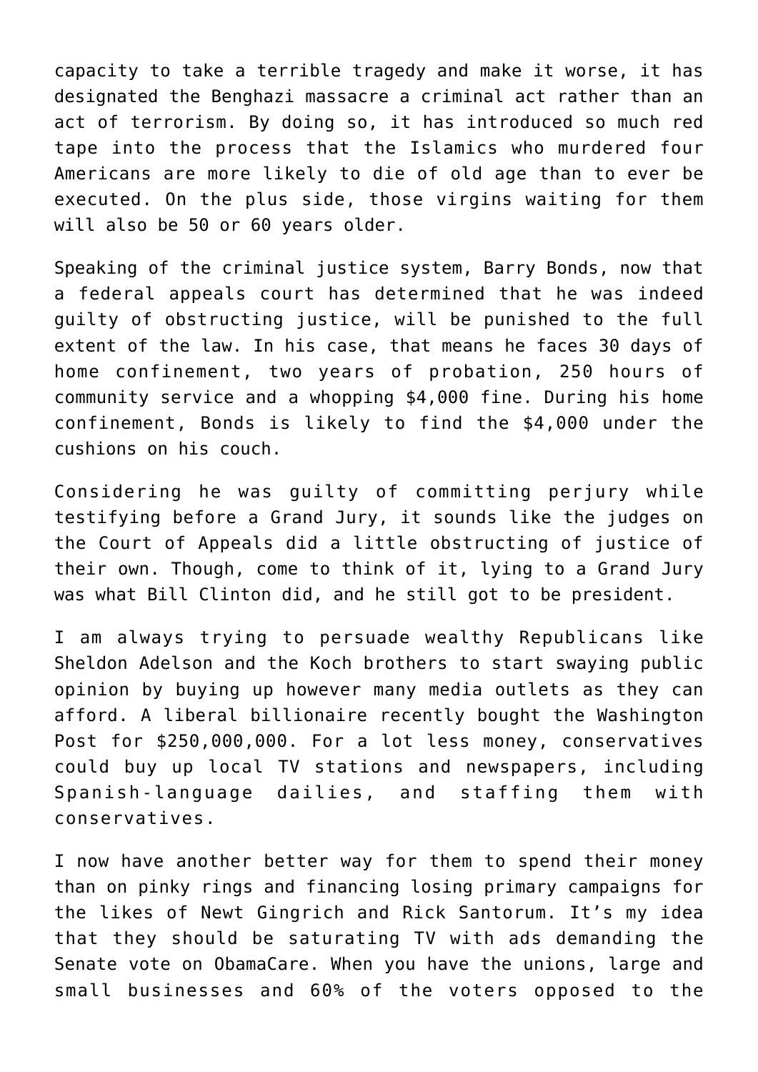capacity to take a terrible tragedy and make it worse, it has designated the Benghazi massacre a criminal act rather than an act of terrorism. By doing so, it has introduced so much red tape into the process that the Islamics who murdered four Americans are more likely to die of old age than to ever be executed. On the plus side, those virgins waiting for them will also be 50 or 60 years older.

Speaking of the criminal justice system, Barry Bonds, now that a federal appeals court has determined that he was indeed guilty of obstructing justice, will be punished to the full extent of the law. In his case, that means he faces 30 days of home confinement, two years of probation, 250 hours of community service and a whopping $4,000 fine. During his home confinement, Bonds is likely to find the $4,000 under the cushions on his couch.

Considering he was guilty of committing perjury while testifying before a Grand Jury, it sounds like the judges on the Court of Appeals did a little obstructing of justice of their own. Though, come to think of it, lying to a Grand Jury was what Bill Clinton did, and he still got to be president.

I am always trying to persuade wealthy Republicans like Sheldon Adelson and the Koch brothers to start swaying public opinion by buying up however many media outlets as they can afford. A liberal billionaire recently bought the Washington Post for $250,000,000. For a lot less money, conservatives could buy up local TV stations and newspapers, including Spanish-language dailies, and staffing them with conservatives.

I now have another better way for them to spend their money than on pinky rings and financing losing primary campaigns for the likes of Newt Gingrich and Rick Santorum. It's my idea that they should be saturating TV with ads demanding the Senate vote on ObamaCare. When you have the unions, large and small businesses and 60% of the voters opposed to the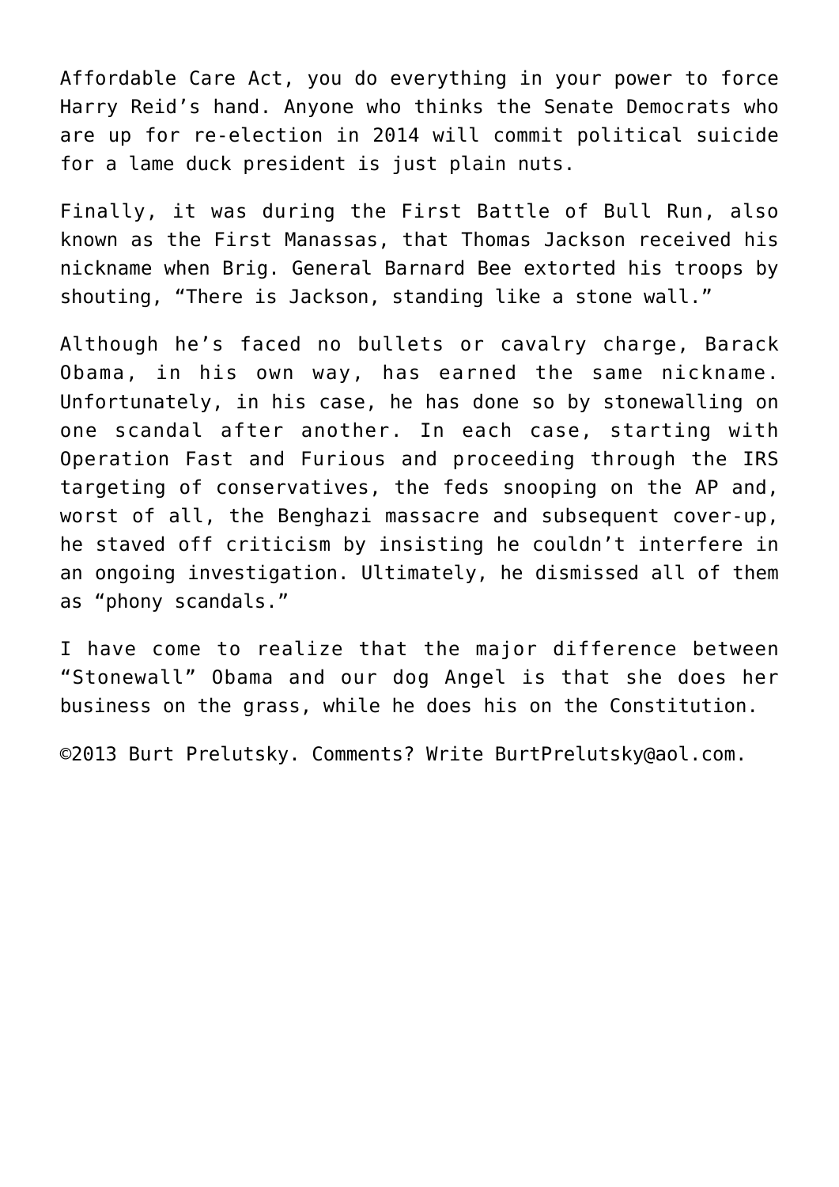Affordable Care Act, you do everything in your power to force Harry Reid's hand. Anyone who thinks the Senate Democrats who are up for re-election in 2014 will commit political suicide for a lame duck president is just plain nuts.

Finally, it was during the First Battle of Bull Run, also known as the First Manassas, that Thomas Jackson received his nickname when Brig. General Barnard Bee extorted his troops by shouting, "There is Jackson, standing like a stone wall."

Although he's faced no bullets or cavalry charge, Barack Obama, in his own way, has earned the same nickname. Unfortunately, in his case, he has done so by stonewalling on one scandal after another. In each case, starting with Operation Fast and Furious and proceeding through the IRS targeting of conservatives, the feds snooping on the AP and, worst of all, the Benghazi massacre and subsequent cover-up, he staved off criticism by insisting he couldn't interfere in an ongoing investigation. Ultimately, he dismissed all of them as "phony scandals."

I have come to realize that the major difference between "Stonewall" Obama and our dog Angel is that she does her business on the grass, while he does his on the Constitution.

©2013 Burt Prelutsky. Comments? Write BurtPrelutsky@aol.com.